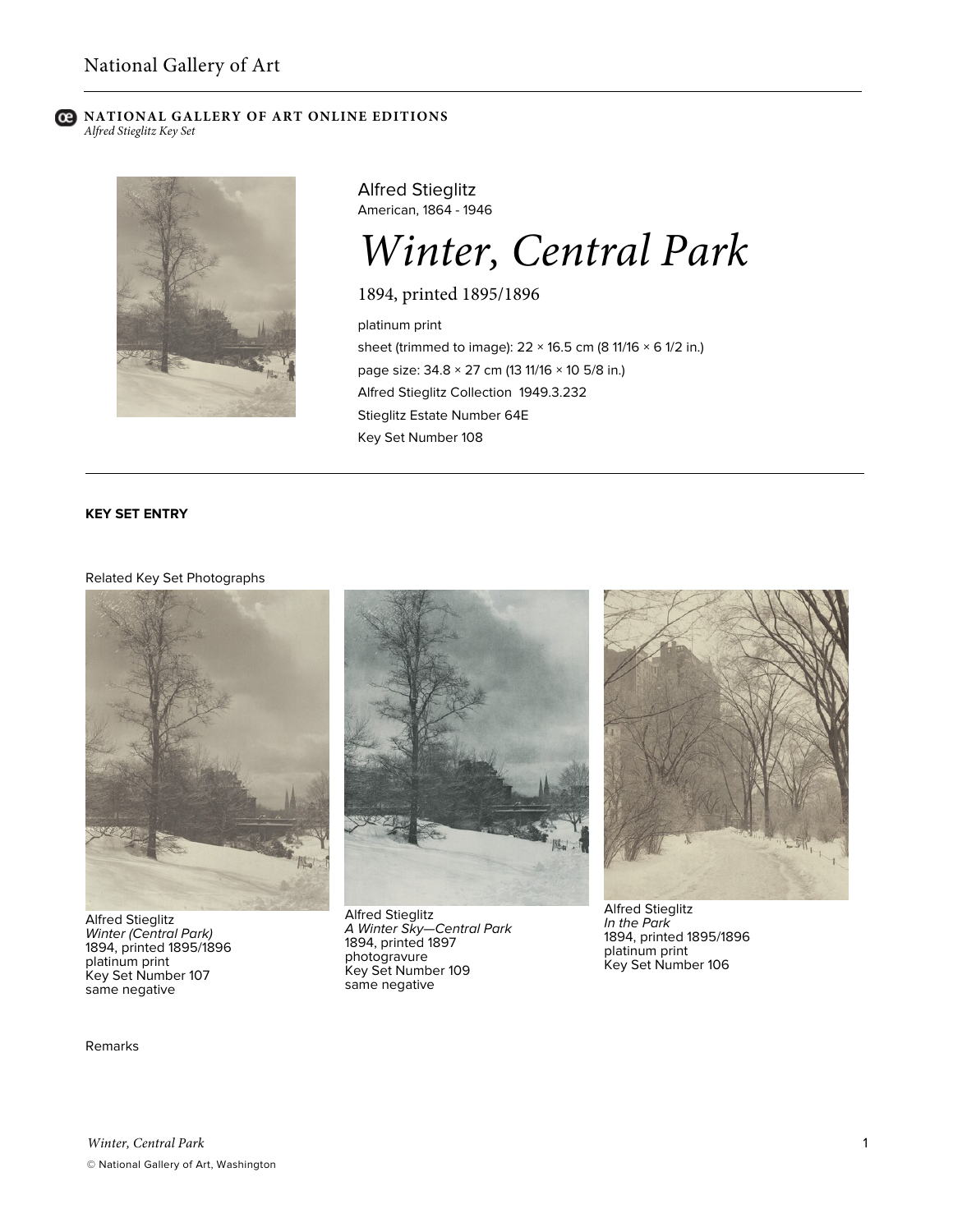National Gallery of Art

**NATIONAL GALLERY OF ART ONLINE EDITIONS**
*Alfred Stieglitz Key Set*

Alfred Stieglitz
American, 1864 - 1946

# *Winter, Central Park*

1894, printed 1895/1896

platinum print
sheet (trimmed to image): 22 × 16.5 cm (8 11/16 × 6 1/2 in.)
page size: 34.8 × 27 cm (13 11/16 × 10 5/8 in.)
Alfred Stieglitz Collection 1949.3.232
Stieglitz Estate Number 64E
Key Set Number 108

**KEY SET ENTRY**

Related Key Set Photographs

Alfred Stieglitz
*Winter (Central Park)*
1894, printed 1895/1896
platinum print
Key Set Number 107
same negative

Alfred Stieglitz
*A Winter Sky—Central Park*
1894, printed 1897
photogravure
Key Set Number 109
same negative

Alfred Stieglitz
*In the Park*
1894, printed 1895/1896
platinum print
Key Set Number 106

Remarks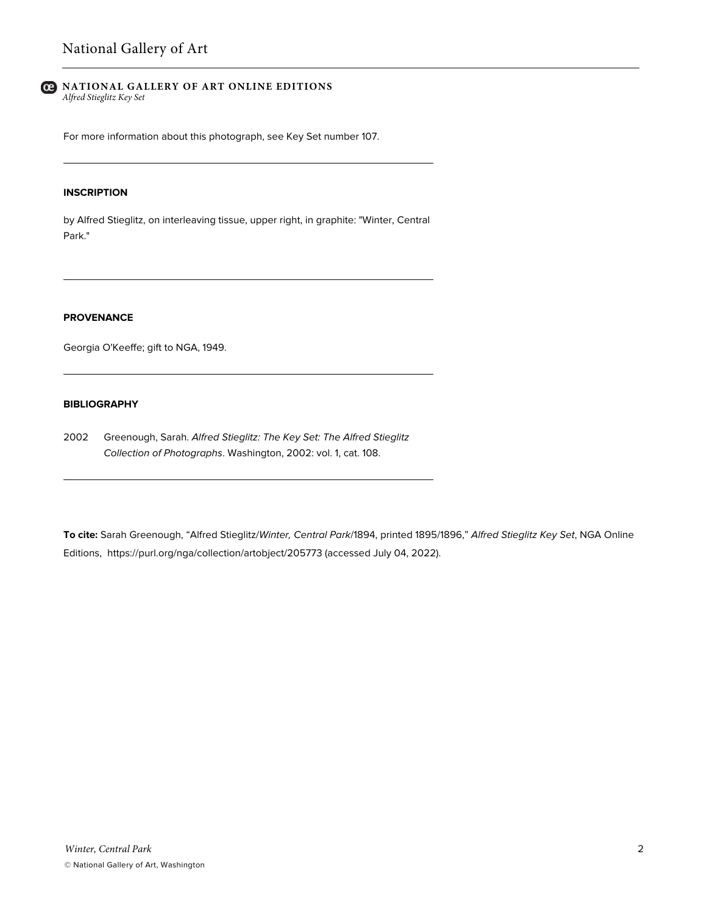For more information about this photograph, see Key Set number 107.

### INSCRIPTION

by Alfred Stieglitz, on interleaving tissue, upper right, in graphite: "Winter, Central Park."

### PROVENANCE

Georgia O'Keeffe; gift to NGA, 1949.

### BIBLIOGRAPHY

2002 Greenough, Sarah. *Alfred Stieglitz: The Key Set: The Alfred Stieglitz Collection of Photographs*. Washington, 2002: vol. 1, cat. 108.

**To cite:** Sarah Greenough, "Alfred Stieglitz/*Winter, Central Park*/1894, printed 1895/1896," *Alfred Stieglitz Key Set*, NGA Online Editions, https://purl.org/nga/collection/artobject/205773 (accessed July 04, 2022).